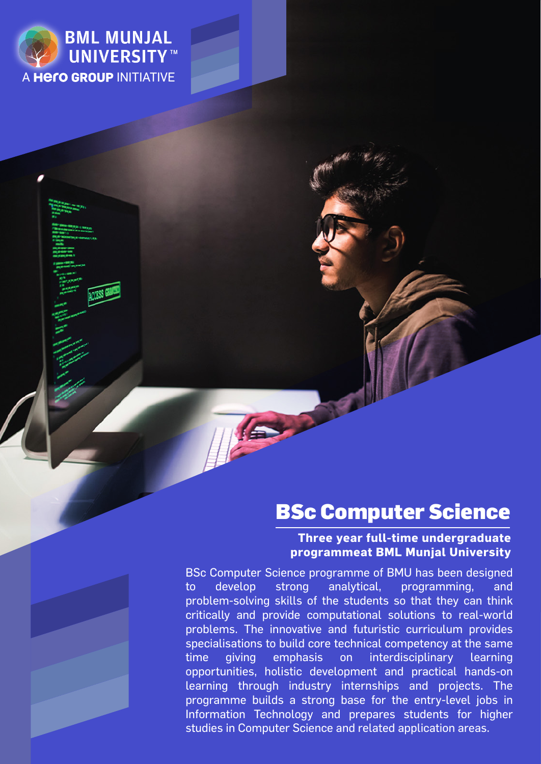BML MUNJAL UNIVERSITY™

A HERO GROUP INITIATIVE

# BSc Computer Science

**Three year full-time undergraduate programmeat BML Munjal University**

BSc Computer Science programme of BMU has been designed to develop strong analytical, programming, and problem-solving skills of the students so that they can think critically and provide computational solutions to real-world problems. The innovative and futuristic curriculum provides specialisations to build core technical competency at the same time giving emphasis on interdisciplinary learning opportunities, holistic development and practical hands-on learning through industry internships and projects. The programme builds a strong base for the entry-level jobs in Information Technology and prepares students for higher studies in Computer Science and related application areas.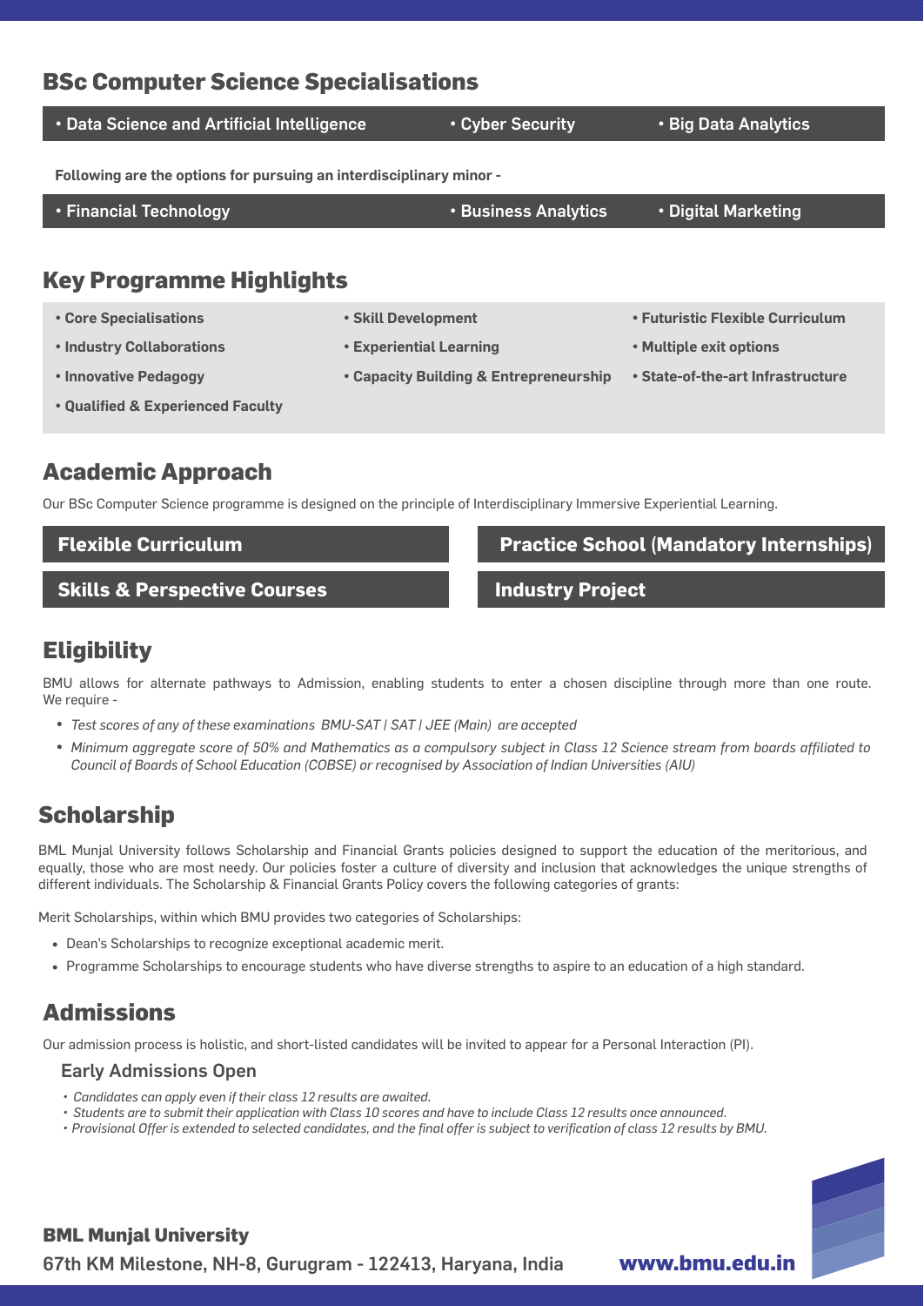## BSc Computer Science Specialisations

- Data Science and Artificial Intelligence
- Cyber Security
- Big Data Analytics

**Following are the options for pursuing an interdisciplinary minor -**

- Financial Technology
- Business Analytics
- Digital Marketing

## Key Programme Highlights

- **Core Specialisations**
- **Industry Collaborations**
- **Innovative Pedagogy**
- **Qualified & Experienced Faculty**
- **Skill Development**
- **Experiential Learning**
- **Capacity Building & Entrepreneurship**
- **Futuristic Flexible Curriculum**
- **Multiple exit options**
- **State-of-the-art Infrastructure**

## Academic Approach

Our BSc Computer Science programme is designed on the principle of Interdisciplinary Immersive Experiential Learning.

- **Flexible Curriculum**
- **Skills & Perspective Courses**
- **Practice School (Mandatory Internships)**
- **Industry Project**

## Eligibility

BMU allows for alternate pathways to Admission, enabling students to enter a chosen discipline through more than one route. We require -

- *Test scores of any of these examinations BMU-SAT | SAT | JEE (Main) are accepted*
- *Minimum aggregate score of 50% and Mathematics as a compulsory subject in Class 12 Science stream from boards affiliated to Council of Boards of School Education (COBSE) or recognised by Association of Indian Universities (AIU)*

## Scholarship

BML Munjal University follows Scholarship and Financial Grants policies designed to support the education of the meritorious, and equally, those who are most needy. Our policies foster a culture of diversity and inclusion that acknowledges the unique strengths of different individuals. The Scholarship & Financial Grants Policy covers the following categories of grants:

Merit Scholarships, within which BMU provides two categories of Scholarships:

- Dean's Scholarships to recognize exceptional academic merit.
- Programme Scholarships to encourage students who have diverse strengths to aspire to an education of a high standard.

## Admissions

Our admission process is holistic, and short-listed candidates will be invited to appear for a Personal Interaction (PI).

### Early Admissions Open

- *Candidates can apply even if their class 12 results are awaited.*
- *Students are to submit their application with Class 10 scores and have to include Class 12 results once announced.*
- *Provisional Offer is extended to selected candidates, and the final offer is subject to verification of class 12 results by BMU.*

**BML Munjal University**

67th KM Milestone, NH-8, Gurugram - 122413, Haryana, India

**www.bmu.edu.in**